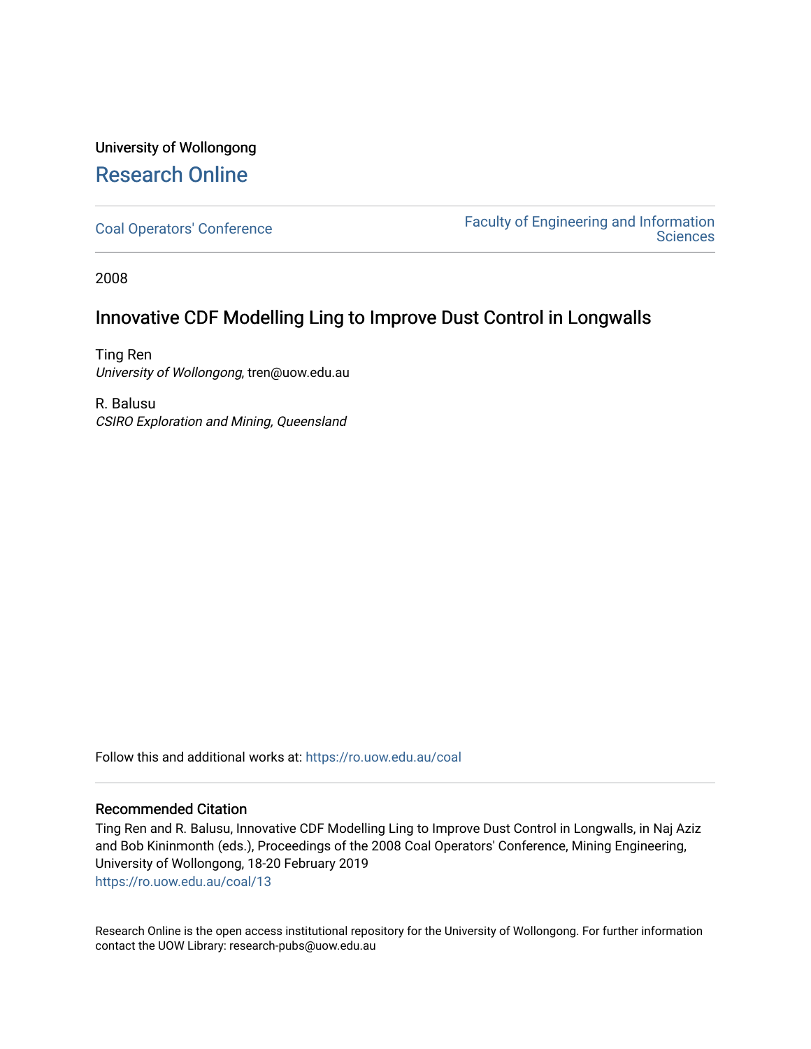University of Wollongong

# Research Online

Coal Operators' Conference

Faculty of Engineering and Information Sciences

2008

## Innovative CDF Modelling Ling to Improve Dust Control in Longwalls

Ting Ren  
*University of Wollongong*, tren@uow.edu.au

R. Balusu  
*CSIRO Exploration and Mining, Queensland*

Follow this and additional works at: https://ro.uow.edu.au/coal

### Recommended Citation

Ting Ren and R. Balusu, Innovative CDF Modelling Ling to Improve Dust Control in Longwalls, in Naj Aziz and Bob Kininmonth (eds.), Proceedings of the 2008 Coal Operators' Conference, Mining Engineering, University of Wollongong, 18-20 February 2019  
https://ro.uow.edu.au/coal/13

Research Online is the open access institutional repository for the University of Wollongong. For further information contact the UOW Library: research-pubs@uow.edu.au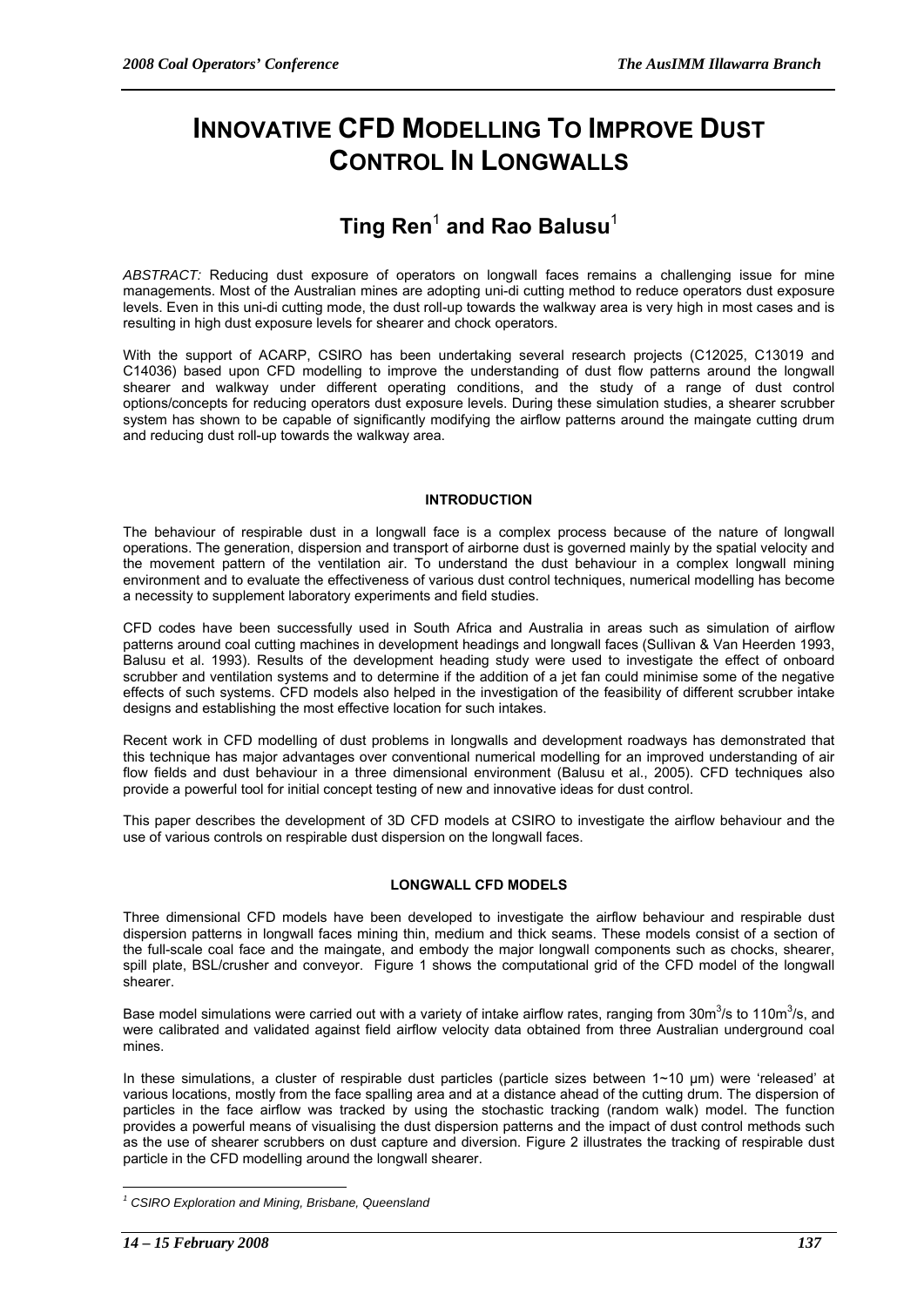# INNOVATIVE CFD MODELLING TO IMPROVE DUST CONTROL IN LONGWALLS

## Ting Ren[1] and Rao Balusu[1]

*ABSTRACT:* Reducing dust exposure of operators on longwall faces remains a challenging issue for mine managements. Most of the Australian mines are adopting uni-di cutting method to reduce operators dust exposure levels. Even in this uni-di cutting mode, the dust roll-up towards the walkway area is very high in most cases and is resulting in high dust exposure levels for shearer and chock operators.

With the support of ACARP, CSIRO has been undertaking several research projects (C12025, C13019 and C14036) based upon CFD modelling to improve the understanding of dust flow patterns around the longwall shearer and walkway under different operating conditions, and the study of a range of dust control options/concepts for reducing operators dust exposure levels. During these simulation studies, a shearer scrubber system has shown to be capable of significantly modifying the airflow patterns around the maingate cutting drum and reducing dust roll-up towards the walkway area.

### INTRODUCTION

The behaviour of respirable dust in a longwall face is a complex process because of the nature of longwall operations. The generation, dispersion and transport of airborne dust is governed mainly by the spatial velocity and the movement pattern of the ventilation air. To understand the dust behaviour in a complex longwall mining environment and to evaluate the effectiveness of various dust control techniques, numerical modelling has become a necessity to supplement laboratory experiments and field studies.

CFD codes have been successfully used in South Africa and Australia in areas such as simulation of airflow patterns around coal cutting machines in development headings and longwall faces (Sullivan & Van Heerden 1993, Balusu et al. 1993). Results of the development heading study were used to investigate the effect of onboard scrubber and ventilation systems and to determine if the addition of a jet fan could minimise some of the negative effects of such systems. CFD models also helped in the investigation of the feasibility of different scrubber intake designs and establishing the most effective location for such intakes.

Recent work in CFD modelling of dust problems in longwalls and development roadways has demonstrated that this technique has major advantages over conventional numerical modelling for an improved understanding of air flow fields and dust behaviour in a three dimensional environment (Balusu et al., 2005). CFD techniques also provide a powerful tool for initial concept testing of new and innovative ideas for dust control.

This paper describes the development of 3D CFD models at CSIRO to investigate the airflow behaviour and the use of various controls on respirable dust dispersion on the longwall faces.

### LONGWALL CFD MODELS

Three dimensional CFD models have been developed to investigate the airflow behaviour and respirable dust dispersion patterns in longwall faces mining thin, medium and thick seams. These models consist of a section of the full-scale coal face and the maingate, and embody the major longwall components such as chocks, shearer, spill plate, BSL/crusher and conveyor. Figure 1 shows the computational grid of the CFD model of the longwall shearer.

Base model simulations were carried out with a variety of intake airflow rates, ranging from $30m^3/s$ to $110m^3/s$, and were calibrated and validated against field airflow velocity data obtained from three Australian underground coal mines.

In these simulations, a cluster of respirable dust particles (particle sizes between 1~10 µm) were 'released' at various locations, mostly from the face spalling area and at a distance ahead of the cutting drum. The dispersion of particles in the face airflow was tracked by using the stochastic tracking (random walk) model. The function provides a powerful means of visualising the dust dispersion patterns and the impact of dust control methods such as the use of shearer scrubbers on dust capture and diversion. Figure 2 illustrates the tracking of respirable dust particle in the CFD modelling around the longwall shearer.

[1] *CSIRO Exploration and Mining, Brisbane, Queensland*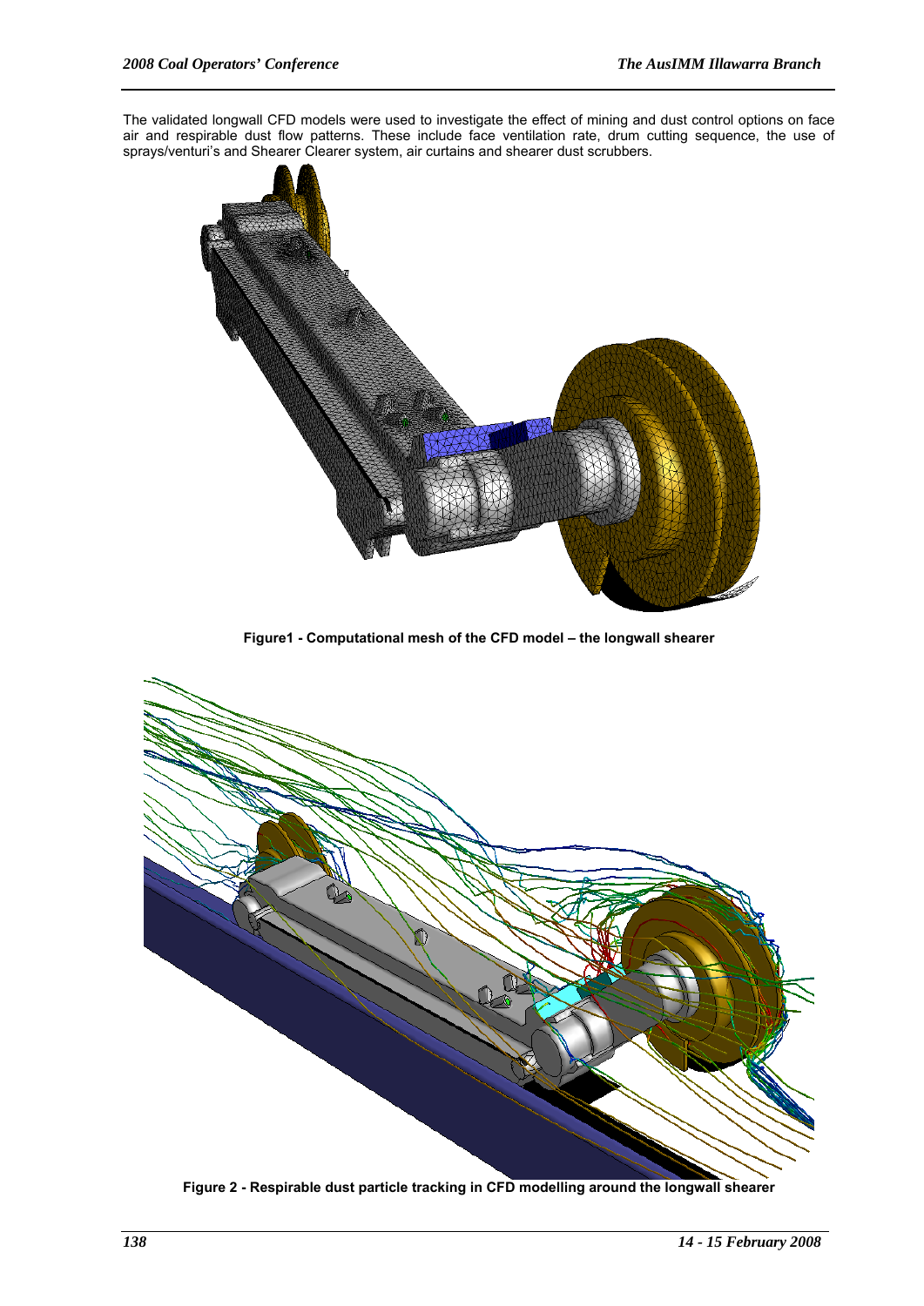The validated longwall CFD models were used to investigate the effect of mining and dust control options on face air and respirable dust flow patterns. These include face ventilation rate, drum cutting sequence, the use of sprays/venturi's and Shearer Clearer system, air curtains and shearer dust scrubbers.

**Figure1 - Computational mesh of the CFD model – the longwall shearer**

**Figure 2 - Respirable dust particle tracking in CFD modelling around the longwall shearer**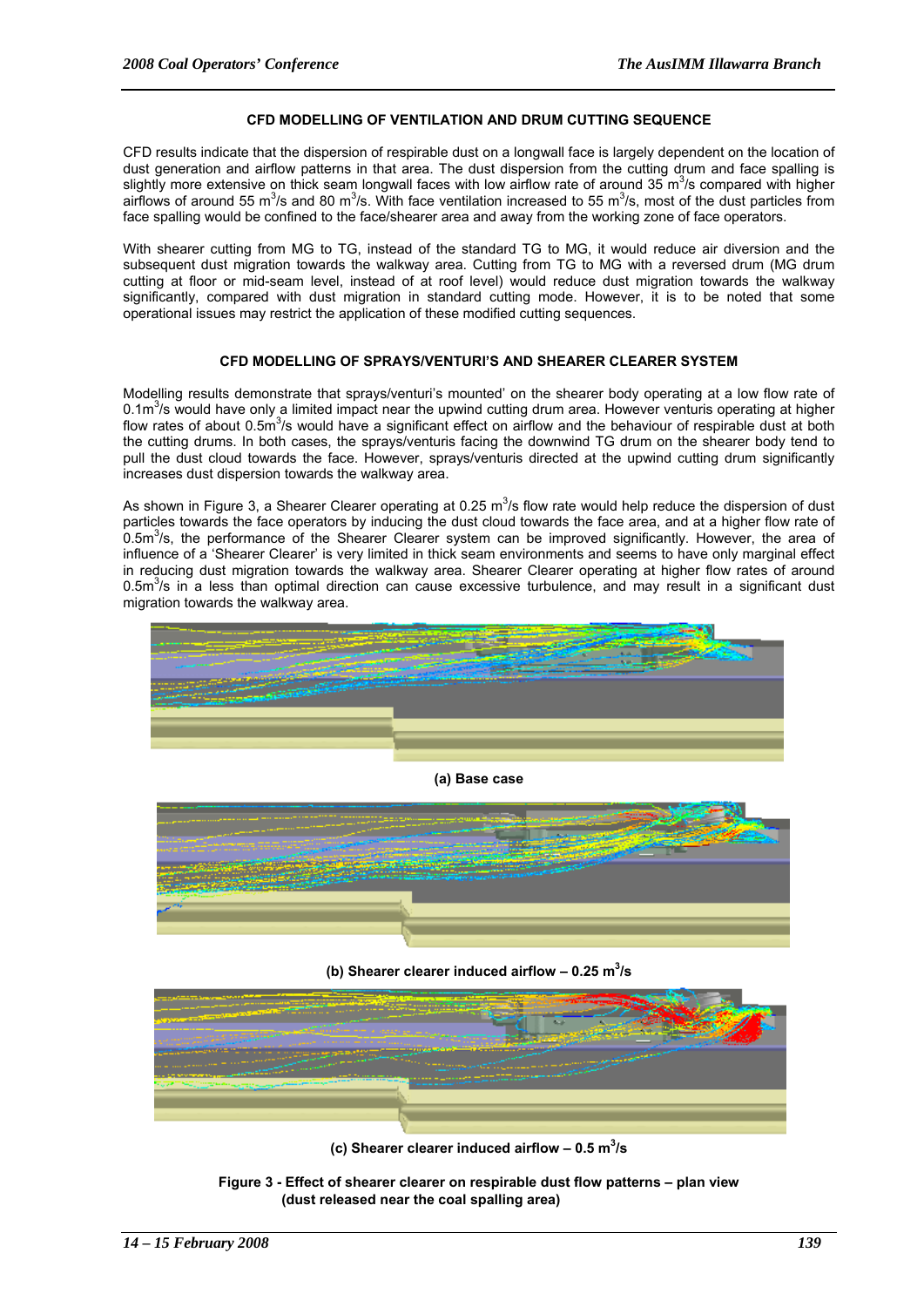## CFD MODELLING OF VENTILATION AND DRUM CUTTING SEQUENCE

CFD results indicate that the dispersion of respirable dust on a longwall face is largely dependent on the location of dust generation and airflow patterns in that area. The dust dispersion from the cutting drum and face spalling is slightly more extensive on thick seam longwall faces with low airflow rate of around 35 $m^3/s$ compared with higher airflows of around 55 $m^3/s$ and 80 $m^3/s$. With face ventilation increased to 55 $m^3/s$, most of the dust particles from face spalling would be confined to the face/shearer area and away from the working zone of face operators.

With shearer cutting from MG to TG, instead of the standard TG to MG, it would reduce air diversion and the subsequent dust migration towards the walkway area. Cutting from TG to MG with a reversed drum (MG drum cutting at floor or mid-seam level, instead of at roof level) would reduce dust migration towards the walkway significantly, compared with dust migration in standard cutting mode. However, it is to be noted that some operational issues may restrict the application of these modified cutting sequences.

## CFD MODELLING OF SPRAYS/VENTURI'S AND SHEARER CLEARER SYSTEM

Modelling results demonstrate that sprays/venturi's mounted' on the shearer body operating at a low flow rate of 0.1$m^3/s$ would have only a limited impact near the upwind cutting drum area. However venturis operating at higher flow rates of about 0.5$m^3/s$ would have a significant effect on airflow and the behaviour of respirable dust at both the cutting drums. In both cases, the sprays/venturis facing the downwind TG drum on the shearer body tend to pull the dust cloud towards the face. However, sprays/venturis directed at the upwind cutting drum significantly increases dust dispersion towards the walkway area.

As shown in Figure 3, a Shearer Clearer operating at 0.25 $m^3/s$ flow rate would help reduce the dispersion of dust particles towards the face operators by inducing the dust cloud towards the face area, and at a higher flow rate of 0.5$m^3/s$, the performance of the Shearer Clearer system can be improved significantly. However, the area of influence of a 'Shearer Clearer' is very limited in thick seam environments and seems to have only marginal effect in reducing dust migration towards the walkway area. Shearer Clearer operating at higher flow rates of around 0.5$m^3/s$ in a less than optimal direction can cause excessive turbulence, and may result in a significant dust migration towards the walkway area.

**(a) Base case**

**(b) Shearer clearer induced airflow – 0.25 $m^3/s$**

**(c) Shearer clearer induced airflow – 0.5 $m^3/s$**

**Figure 3 - Effect of shearer clearer on respirable dust flow patterns – plan view (dust released near the coal spalling area)**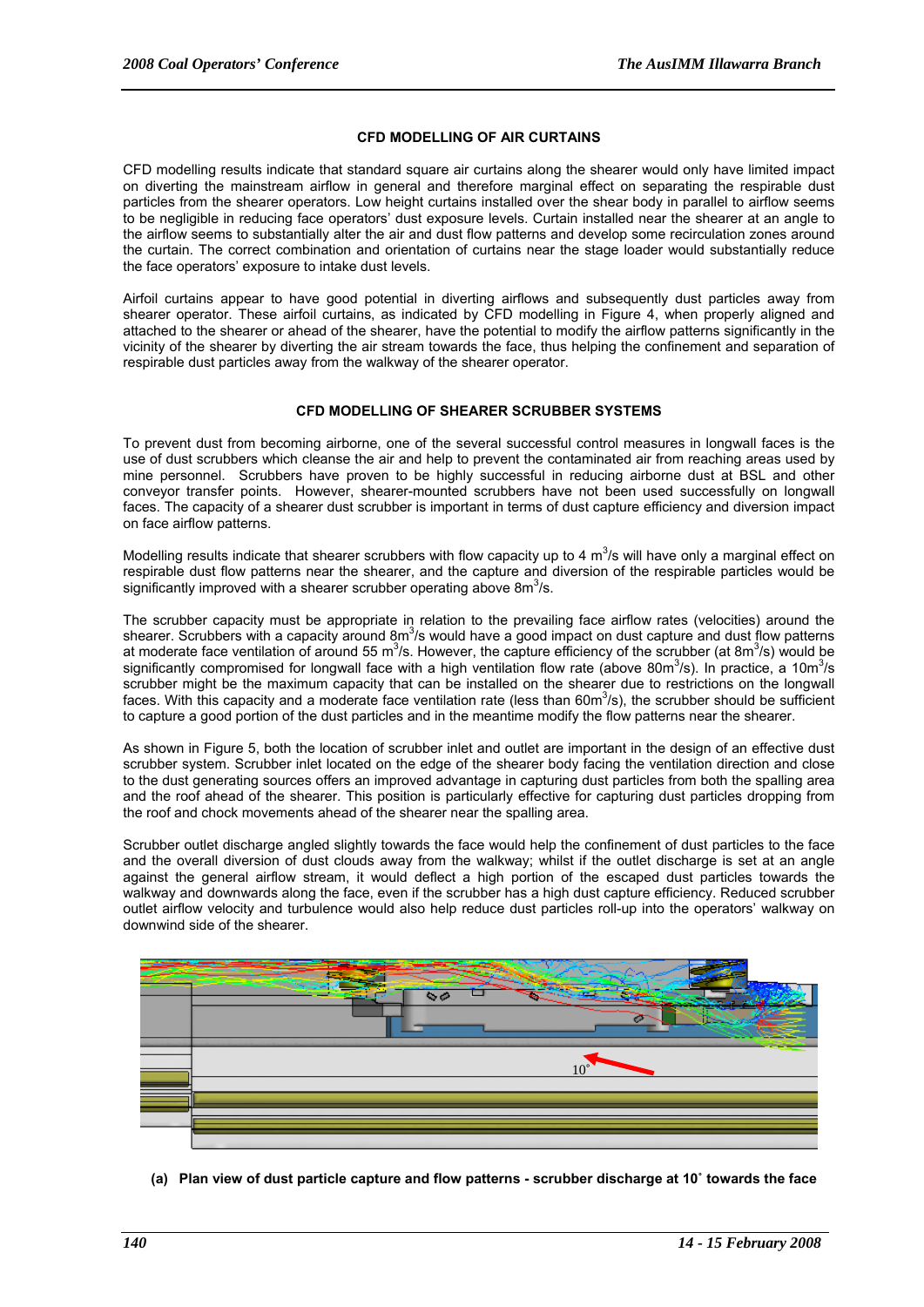## CFD MODELLING OF AIR CURTAINS

CFD modelling results indicate that standard square air curtains along the shearer would only have limited impact on diverting the mainstream airflow in general and therefore marginal effect on separating the respirable dust particles from the shearer operators. Low height curtains installed over the shear body in parallel to airflow seems to be negligible in reducing face operators' dust exposure levels. Curtain installed near the shearer at an angle to the airflow seems to substantially alter the air and dust flow patterns and develop some recirculation zones around the curtain. The correct combination and orientation of curtains near the stage loader would substantially reduce the face operators' exposure to intake dust levels.

Airfoil curtains appear to have good potential in diverting airflows and subsequently dust particles away from shearer operator. These airfoil curtains, as indicated by CFD modelling in Figure 4, when properly aligned and attached to the shearer or ahead of the shearer, have the potential to modify the airflow patterns significantly in the vicinity of the shearer by diverting the air stream towards the face, thus helping the confinement and separation of respirable dust particles away from the walkway of the shearer operator.

## CFD MODELLING OF SHEARER SCRUBBER SYSTEMS

To prevent dust from becoming airborne, one of the several successful control measures in longwall faces is the use of dust scrubbers which cleanse the air and help to prevent the contaminated air from reaching areas used by mine personnel. Scrubbers have proven to be highly successful in reducing airborne dust at BSL and other conveyor transfer points. However, shearer-mounted scrubbers have not been used successfully on longwall faces. The capacity of a shearer dust scrubber is important in terms of dust capture efficiency and diversion impact on face airflow patterns.

Modelling results indicate that shearer scrubbers with flow capacity up to 4 $m^3$/s will have only a marginal effect on respirable dust flow patterns near the shearer, and the capture and diversion of the respirable particles would be significantly improved with a shearer scrubber operating above 8$m^3$/s.

The scrubber capacity must be appropriate in relation to the prevailing face airflow rates (velocities) around the shearer. Scrubbers with a capacity around 8$m^3$/s would have a good impact on dust capture and dust flow patterns at moderate face ventilation of around 55 $m^3$/s. However, the capture efficiency of the scrubber (at 8$m^3$/s) would be significantly compromised for longwall face with a high ventilation flow rate (above 80$m^3$/s). In practice, a 10$m^3$/s scrubber might be the maximum capacity that can be installed on the shearer due to restrictions on the longwall faces. With this capacity and a moderate face ventilation rate (less than 60$m^3$/s), the scrubber should be sufficient to capture a good portion of the dust particles and in the meantime modify the flow patterns near the shearer.

As shown in Figure 5, both the location of scrubber inlet and outlet are important in the design of an effective dust scrubber system. Scrubber inlet located on the edge of the shearer body facing the ventilation direction and close to the dust generating sources offers an improved advantage in capturing dust particles from both the spalling area and the roof ahead of the shearer. This position is particularly effective for capturing dust particles dropping from the roof and chock movements ahead of the shearer near the spalling area.

Scrubber outlet discharge angled slightly towards the face would help the confinement of dust particles to the face and the overall diversion of dust clouds away from the walkway; whilst if the outlet discharge is set at an angle against the general airflow stream, it would deflect a high portion of the escaped dust particles towards the walkway and downwards along the face, even if the scrubber has a high dust capture efficiency. Reduced scrubber outlet airflow velocity and turbulence would also help reduce dust particles roll-up into the operators' walkway on downwind side of the shearer.

**(a) Plan view of dust particle capture and flow patterns - scrubber discharge at 10˚ towards the face**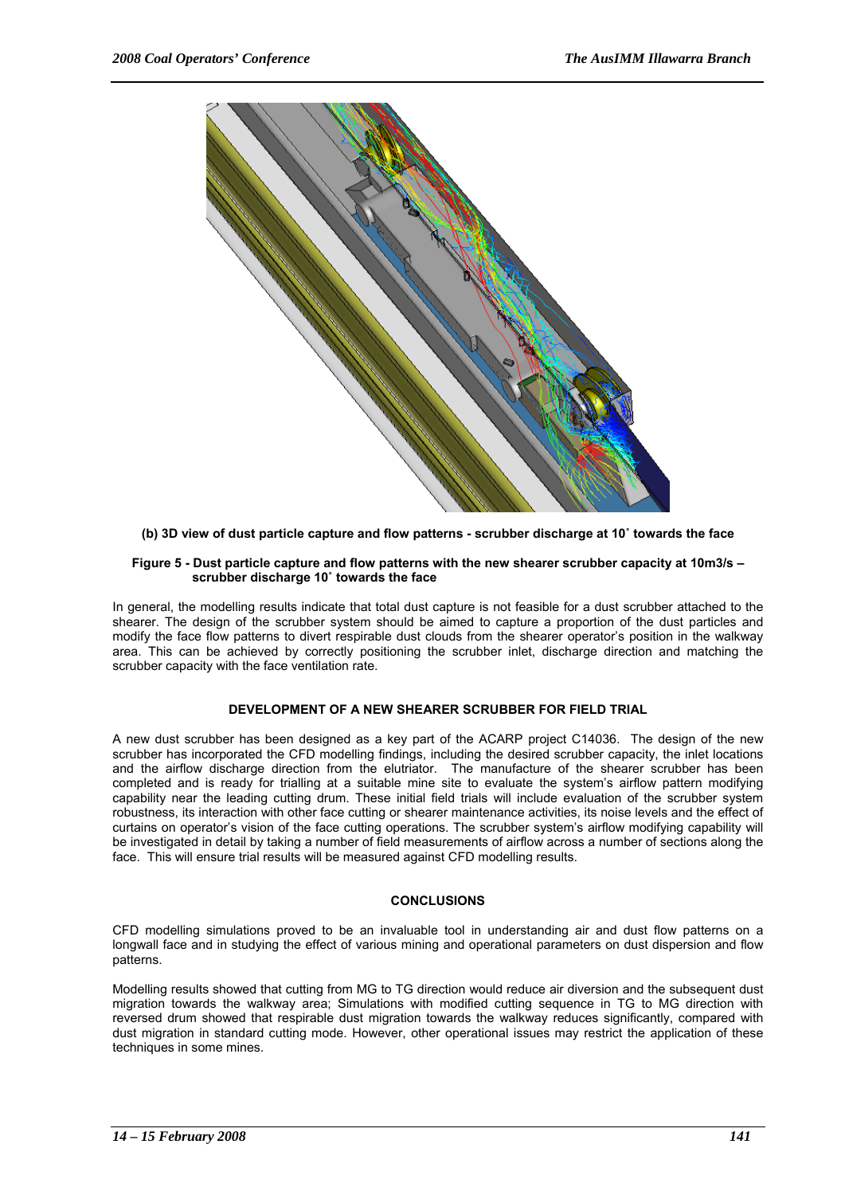**(b) 3D view of dust particle capture and flow patterns - scrubber discharge at 10˚ towards the face**

**Figure 5 - Dust particle capture and flow patterns with the new shearer scrubber capacity at 10m3/s – scrubber discharge 10˚ towards the face**

In general, the modelling results indicate that total dust capture is not feasible for a dust scrubber attached to the shearer. The design of the scrubber system should be aimed to capture a proportion of the dust particles and modify the face flow patterns to divert respirable dust clouds from the shearer operator's position in the walkway area. This can be achieved by correctly positioning the scrubber inlet, discharge direction and matching the scrubber capacity with the face ventilation rate.

## DEVELOPMENT OF A NEW SHEARER SCRUBBER FOR FIELD TRIAL

A new dust scrubber has been designed as a key part of the ACARP project C14036. The design of the new scrubber has incorporated the CFD modelling findings, including the desired scrubber capacity, the inlet locations and the airflow discharge direction from the elutriator. The manufacture of the shearer scrubber has been completed and is ready for trialling at a suitable mine site to evaluate the system's airflow pattern modifying capability near the leading cutting drum. These initial field trials will include evaluation of the scrubber system robustness, its interaction with other face cutting or shearer maintenance activities, its noise levels and the effect of curtains on operator's vision of the face cutting operations. The scrubber system's airflow modifying capability will be investigated in detail by taking a number of field measurements of airflow across a number of sections along the face. This will ensure trial results will be measured against CFD modelling results.

## CONCLUSIONS

CFD modelling simulations proved to be an invaluable tool in understanding air and dust flow patterns on a longwall face and in studying the effect of various mining and operational parameters on dust dispersion and flow patterns.

Modelling results showed that cutting from MG to TG direction would reduce air diversion and the subsequent dust migration towards the walkway area; Simulations with modified cutting sequence in TG to MG direction with reversed drum showed that respirable dust migration towards the walkway reduces significantly, compared with dust migration in standard cutting mode. However, other operational issues may restrict the application of these techniques in some mines.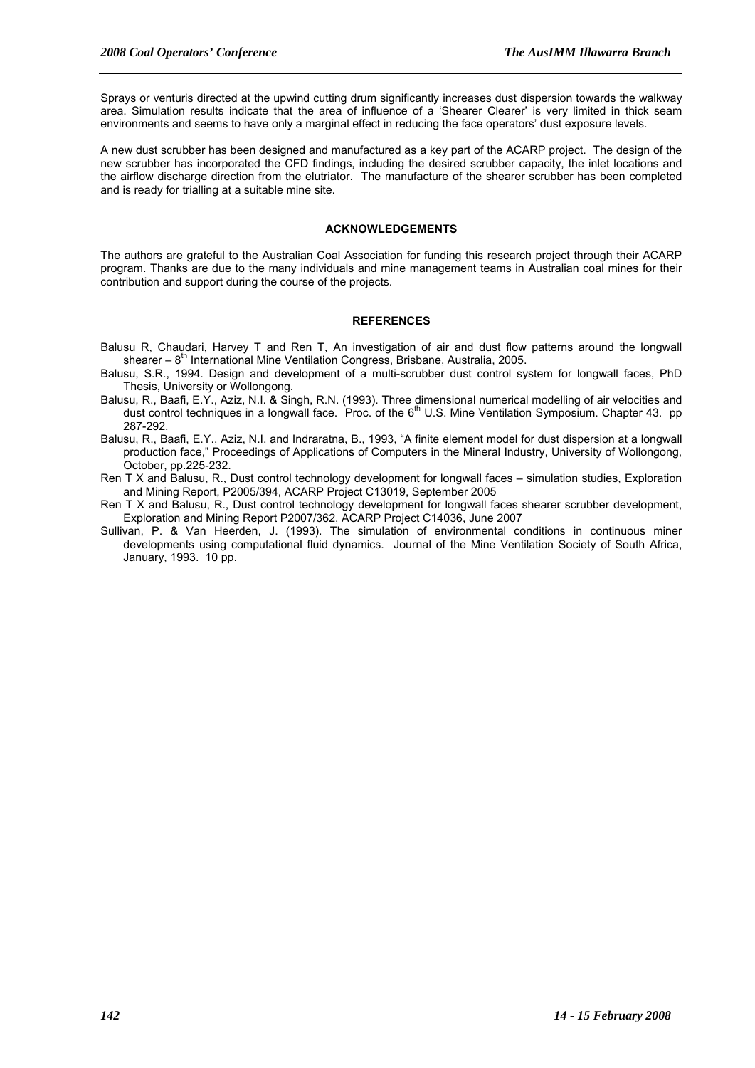Sprays or venturis directed at the upwind cutting drum significantly increases dust dispersion towards the walkway area. Simulation results indicate that the area of influence of a 'Shearer Clearer' is very limited in thick seam environments and seems to have only a marginal effect in reducing the face operators' dust exposure levels.

A new dust scrubber has been designed and manufactured as a key part of the ACARP project. The design of the new scrubber has incorporated the CFD findings, including the desired scrubber capacity, the inlet locations and the airflow discharge direction from the elutriator. The manufacture of the shearer scrubber has been completed and is ready for trialling at a suitable mine site.

## ACKNOWLEDGEMENTS

The authors are grateful to the Australian Coal Association for funding this research project through their ACARP program. Thanks are due to the many individuals and mine management teams in Australian coal mines for their contribution and support during the course of the projects.

## REFERENCES

Balusu R, Chaudari, Harvey T and Ren T, An investigation of air and dust flow patterns around the longwall shearer – 8th International Mine Ventilation Congress, Brisbane, Australia, 2005.

Balusu, S.R., 1994. Design and development of a multi-scrubber dust control system for longwall faces, PhD Thesis, University or Wollongong.

Balusu, R., Baafi, E.Y., Aziz, N.I. & Singh, R.N. (1993). Three dimensional numerical modelling of air velocities and dust control techniques in a longwall face. Proc. of the 6th U.S. Mine Ventilation Symposium. Chapter 43. pp 287-292.

Balusu, R., Baafi, E.Y., Aziz, N.I. and Indraratna, B., 1993, "A finite element model for dust dispersion at a longwall production face," Proceedings of Applications of Computers in the Mineral Industry, University of Wollongong, October, pp.225-232.

Ren T X and Balusu, R., Dust control technology development for longwall faces – simulation studies, Exploration and Mining Report, P2005/394, ACARP Project C13019, September 2005

Ren T X and Balusu, R., Dust control technology development for longwall faces shearer scrubber development, Exploration and Mining Report P2007/362, ACARP Project C14036, June 2007

Sullivan, P. & Van Heerden, J. (1993). The simulation of environmental conditions in continuous miner developments using computational fluid dynamics. Journal of the Mine Ventilation Society of South Africa, January, 1993. 10 pp.